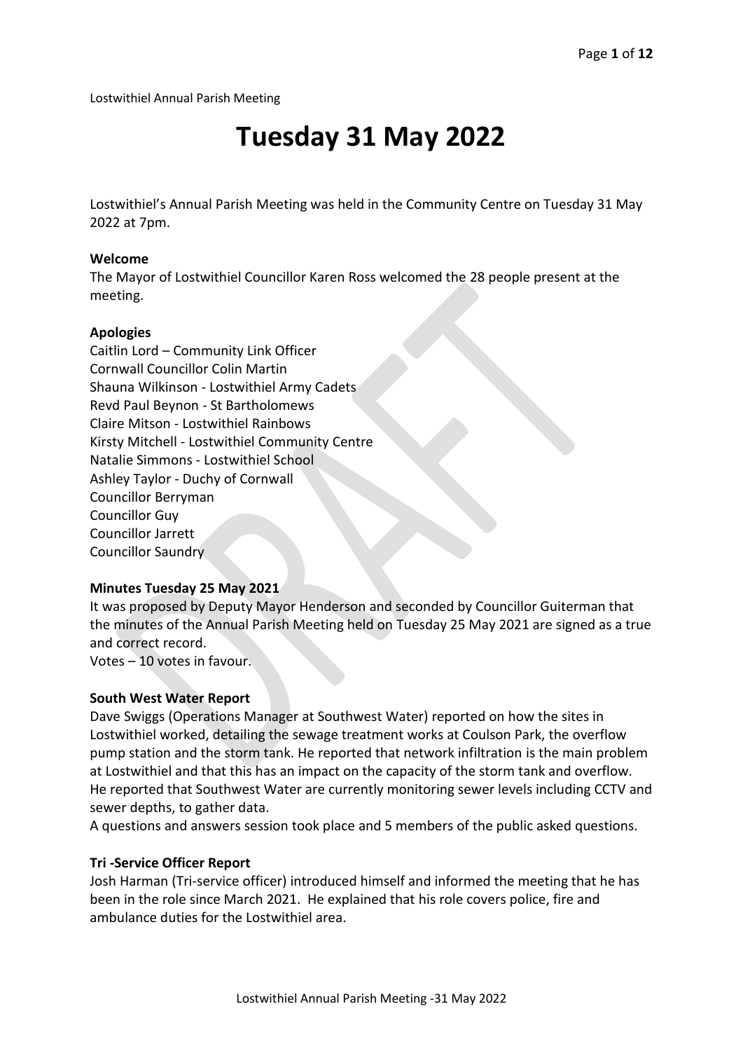Lostwithiel Annual Parish Meeting

# Tuesday 31 May 2022

Lostwithiel's Annual Parish Meeting was held in the Community Centre on Tuesday 31 May 2022 at 7pm.

**Welcome**
The Mayor of Lostwithiel Councillor Karen Ross welcomed the 28 people present at the meeting.

**Apologies**
Caitlin Lord – Community Link Officer
Cornwall Councillor Colin Martin
Shauna Wilkinson - Lostwithiel Army Cadets
Revd Paul Beynon - St Bartholomews
Claire Mitson - Lostwithiel Rainbows
Kirsty Mitchell - Lostwithiel Community Centre
Natalie Simmons - Lostwithiel School
Ashley Taylor - Duchy of Cornwall
Councillor Berryman
Councillor Guy
Councillor Jarrett
Councillor Saundry

**Minutes Tuesday 25 May 2021**
It was proposed by Deputy Mayor Henderson and seconded by Councillor Guiterman that the minutes of the Annual Parish Meeting held on Tuesday 25 May 2021 are signed as a true and correct record.
Votes – 10 votes in favour.

**South West Water Report**
Dave Swiggs (Operations Manager at Southwest Water) reported on how the sites in Lostwithiel worked, detailing the sewage treatment works at Coulson Park, the overflow pump station and the storm tank. He reported that network infiltration is the main problem at Lostwithiel and that this has an impact on the capacity of the storm tank and overflow. He reported that Southwest Water are currently monitoring sewer levels including CCTV and sewer depths, to gather data.
A questions and answers session took place and 5 members of the public asked questions.

**Tri -Service Officer Report**
Josh Harman (Tri-service officer) introduced himself and informed the meeting that he has been in the role since March 2021. He explained that his role covers police, fire and ambulance duties for the Lostwithiel area.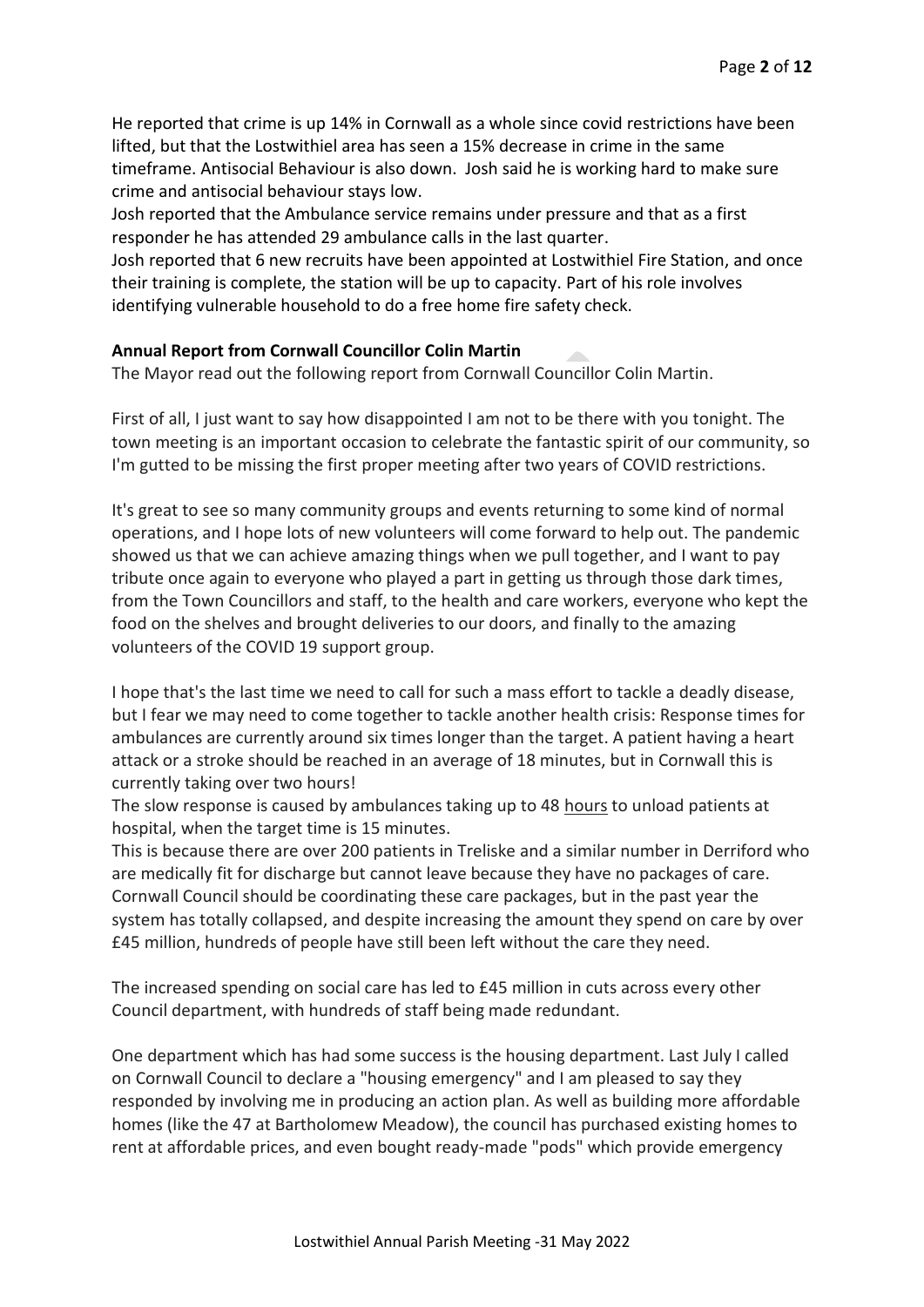He reported that crime is up 14% in Cornwall as a whole since covid restrictions have been lifted, but that the Lostwithiel area has seen a 15% decrease in crime in the same timeframe. Antisocial Behaviour is also down. Josh said he is working hard to make sure crime and antisocial behaviour stays low.

Josh reported that the Ambulance service remains under pressure and that as a first responder he has attended 29 ambulance calls in the last quarter.

Josh reported that 6 new recruits have been appointed at Lostwithiel Fire Station, and once their training is complete, the station will be up to capacity. Part of his role involves identifying vulnerable household to do a free home fire safety check.

**Annual Report from Cornwall Councillor Colin Martin**

The Mayor read out the following report from Cornwall Councillor Colin Martin.

First of all, I just want to say how disappointed I am not to be there with you tonight. The town meeting is an important occasion to celebrate the fantastic spirit of our community, so I'm gutted to be missing the first proper meeting after two years of COVID restrictions.

It's great to see so many community groups and events returning to some kind of normal operations, and I hope lots of new volunteers will come forward to help out. The pandemic showed us that we can achieve amazing things when we pull together, and I want to pay tribute once again to everyone who played a part in getting us through those dark times, from the Town Councillors and staff, to the health and care workers, everyone who kept the food on the shelves and brought deliveries to our doors, and finally to the amazing volunteers of the COVID 19 support group.

I hope that's the last time we need to call for such a mass effort to tackle a deadly disease, but I fear we may need to come together to tackle another health crisis: Response times for ambulances are currently around six times longer than the target. A patient having a heart attack or a stroke should be reached in an average of 18 minutes, but in Cornwall this is currently taking over two hours!

The slow response is caused by ambulances taking up to 48 <u>hours</u> to unload patients at hospital, when the target time is 15 minutes.

This is because there are over 200 patients in Treliske and a similar number in Derriford who are medically fit for discharge but cannot leave because they have no packages of care. Cornwall Council should be coordinating these care packages, but in the past year the system has totally collapsed, and despite increasing the amount they spend on care by over £45 million, hundreds of people have still been left without the care they need.

The increased spending on social care has led to £45 million in cuts across every other Council department, with hundreds of staff being made redundant.

One department which has had some success is the housing department. Last July I called on Cornwall Council to declare a "housing emergency" and I am pleased to say they responded by involving me in producing an action plan. As well as building more affordable homes (like the 47 at Bartholomew Meadow), the council has purchased existing homes to rent at affordable prices, and even bought ready-made "pods" which provide emergency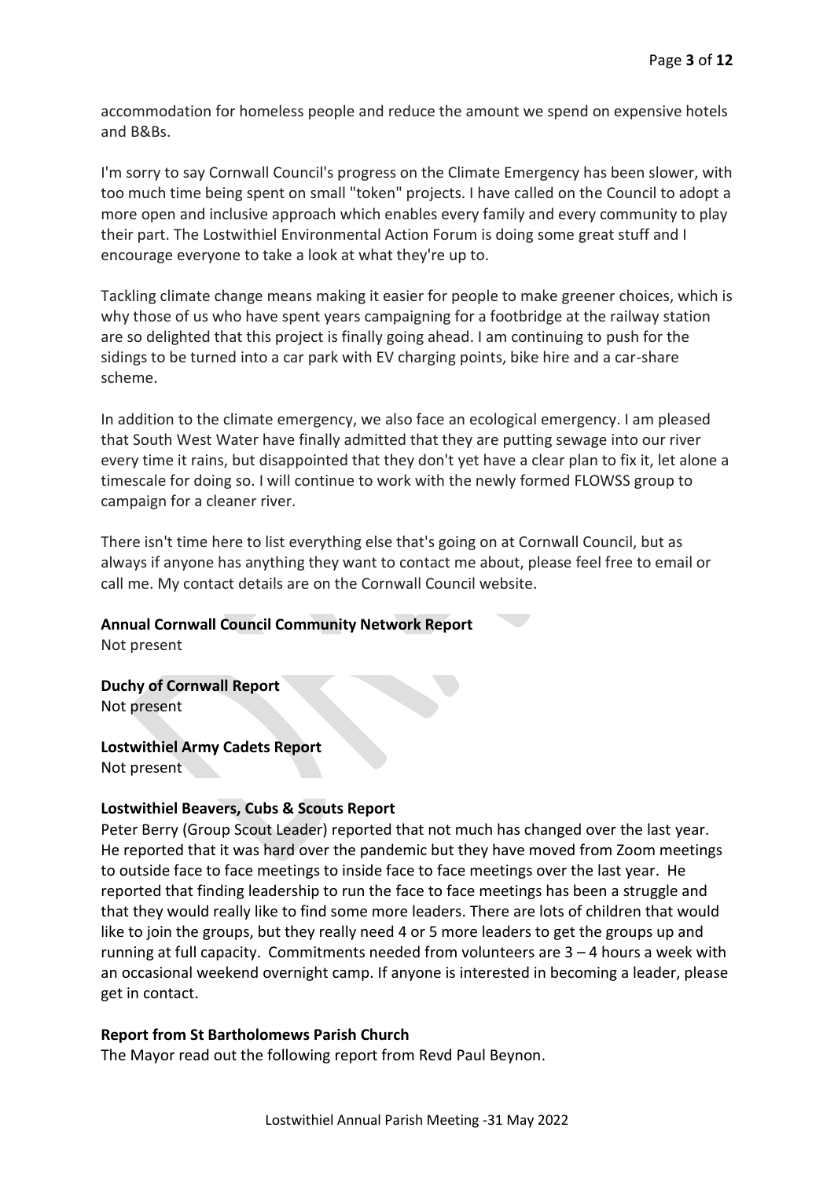accommodation for homeless people and reduce the amount we spend on expensive hotels and B&Bs.

I'm sorry to say Cornwall Council's progress on the Climate Emergency has been slower, with too much time being spent on small "token" projects. I have called on the Council to adopt a more open and inclusive approach which enables every family and every community to play their part. The Lostwithiel Environmental Action Forum is doing some great stuff and I encourage everyone to take a look at what they're up to.

Tackling climate change means making it easier for people to make greener choices, which is why those of us who have spent years campaigning for a footbridge at the railway station are so delighted that this project is finally going ahead. I am continuing to push for the sidings to be turned into a car park with EV charging points, bike hire and a car-share scheme.

In addition to the climate emergency, we also face an ecological emergency. I am pleased that South West Water have finally admitted that they are putting sewage into our river every time it rains, but disappointed that they don't yet have a clear plan to fix it, let alone a timescale for doing so. I will continue to work with the newly formed FLOWSS group to campaign for a cleaner river.

There isn't time here to list everything else that's going on at Cornwall Council, but as always if anyone has anything they want to contact me about, please feel free to email or call me. My contact details are on the Cornwall Council website.

**Annual Cornwall Council Community Network Report**
Not present

**Duchy of Cornwall Report**
Not present

**Lostwithiel Army Cadets Report**
Not present

**Lostwithiel Beavers, Cubs & Scouts Report**
Peter Berry (Group Scout Leader) reported that not much has changed over the last year. He reported that it was hard over the pandemic but they have moved from Zoom meetings to outside face to face meetings to inside face to face meetings over the last year. He reported that finding leadership to run the face to face meetings has been a struggle and that they would really like to find some more leaders. There are lots of children that would like to join the groups, but they really need 4 or 5 more leaders to get the groups up and running at full capacity. Commitments needed from volunteers are 3 – 4 hours a week with an occasional weekend overnight camp. If anyone is interested in becoming a leader, please get in contact.

**Report from St Bartholomews Parish Church**
The Mayor read out the following report from Revd Paul Beynon.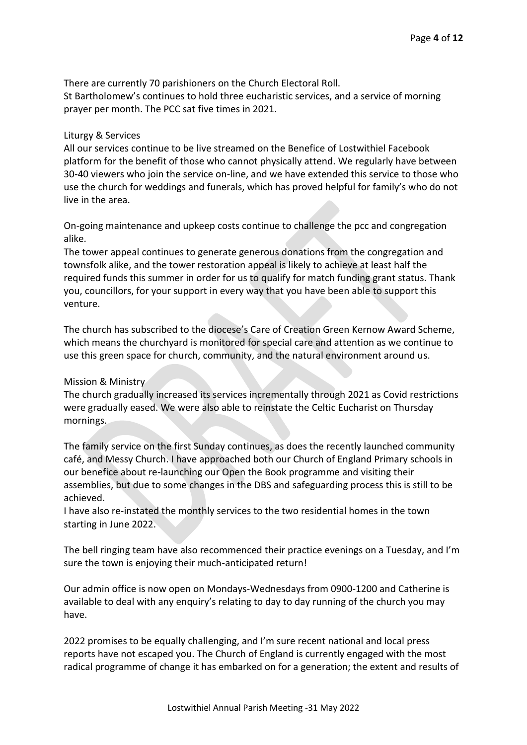There are currently 70 parishioners on the Church Electoral Roll.
St Bartholomew's continues to hold three eucharistic services, and a service of morning prayer per month. The PCC sat five times in 2021.

Liturgy & Services
All our services continue to be live streamed on the Benefice of Lostwithiel Facebook platform for the benefit of those who cannot physically attend. We regularly have between 30-40 viewers who join the service on-line, and we have extended this service to those who use the church for weddings and funerals, which has proved helpful for family's who do not live in the area.

On-going maintenance and upkeep costs continue to challenge the pcc and congregation alike.
The tower appeal continues to generate generous donations from the congregation and townsfolk alike, and the tower restoration appeal is likely to achieve at least half the required funds this summer in order for us to qualify for match funding grant status. Thank you, councillors, for your support in every way that you have been able to support this venture.

The church has subscribed to the diocese's Care of Creation Green Kernow Award Scheme, which means the churchyard is monitored for special care and attention as we continue to use this green space for church, community, and the natural environment around us.

Mission & Ministry
The church gradually increased its services incrementally through 2021 as Covid restrictions were gradually eased. We were also able to reinstate the Celtic Eucharist on Thursday mornings.

The family service on the first Sunday continues, as does the recently launched community café, and Messy Church. I have approached both our Church of England Primary schools in our benefice about re-launching our Open the Book programme and visiting their assemblies, but due to some changes in the DBS and safeguarding process this is still to be achieved.
I have also re-instated the monthly services to the two residential homes in the town starting in June 2022.

The bell ringing team have also recommenced their practice evenings on a Tuesday, and I'm sure the town is enjoying their much-anticipated return!

Our admin office is now open on Mondays-Wednesdays from 0900-1200 and Catherine is available to deal with any enquiry's relating to day to day running of the church you may have.

2022 promises to be equally challenging, and I'm sure recent national and local press reports have not escaped you. The Church of England is currently engaged with the most radical programme of change it has embarked on for a generation; the extent and results of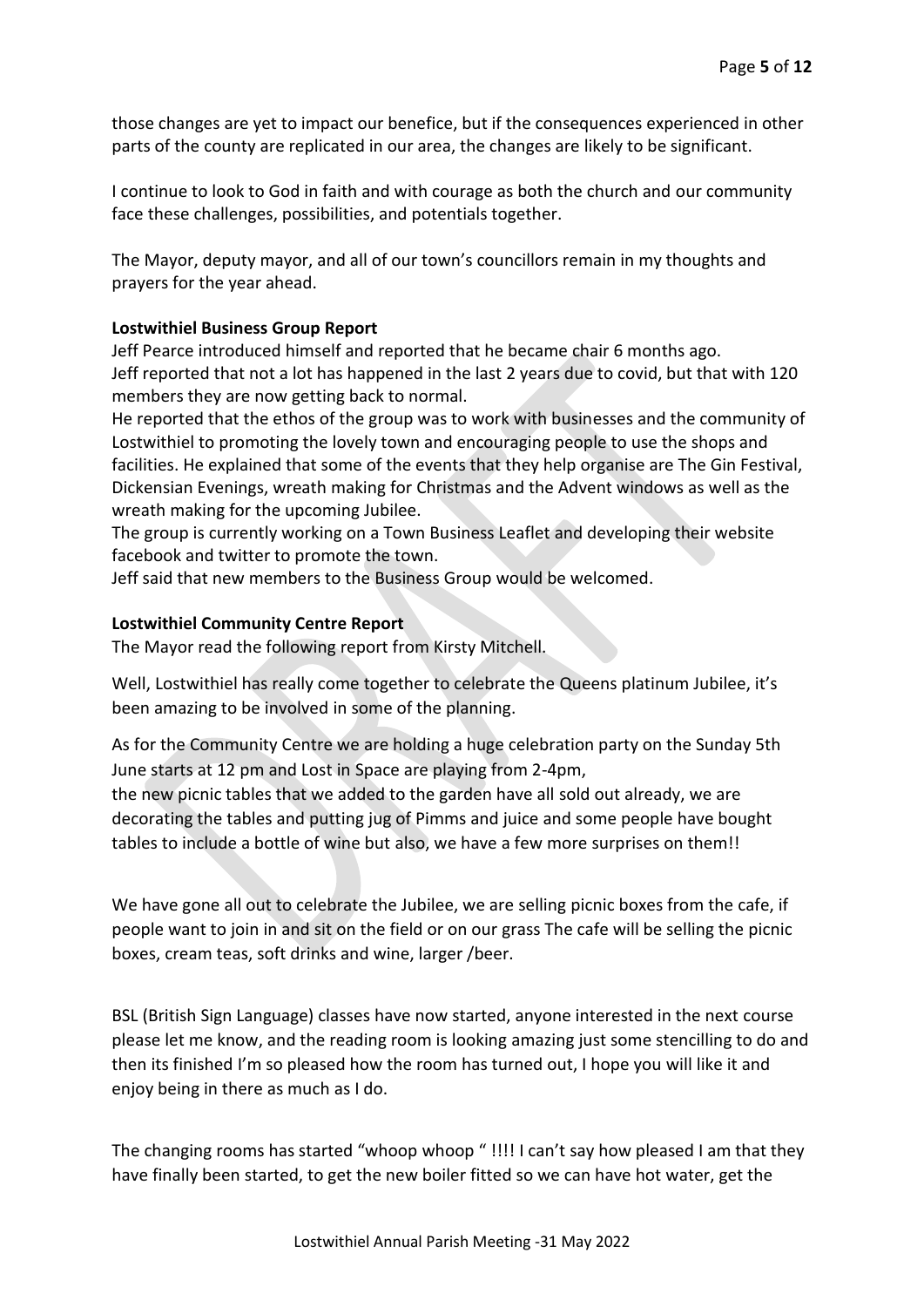those changes are yet to impact our benefice, but if the consequences experienced in other parts of the county are replicated in our area, the changes are likely to be significant.

I continue to look to God in faith and with courage as both the church and our community face these challenges, possibilities, and potentials together.

The Mayor, deputy mayor, and all of our town's councillors remain in my thoughts and prayers for the year ahead.

**Lostwithiel Business Group Report**

Jeff Pearce introduced himself and reported that he became chair 6 months ago.
Jeff reported that not a lot has happened in the last 2 years due to covid, but that with 120 members they are now getting back to normal.
He reported that the ethos of the group was to work with businesses and the community of Lostwithiel to promoting the lovely town and encouraging people to use the shops and facilities. He explained that some of the events that they help organise are The Gin Festival, Dickensian Evenings, wreath making for Christmas and the Advent windows as well as the wreath making for the upcoming Jubilee.
The group is currently working on a Town Business Leaflet and developing their website facebook and twitter to promote the town.
Jeff said that new members to the Business Group would be welcomed.

**Lostwithiel Community Centre Report**

The Mayor read the following report from Kirsty Mitchell.

Well, Lostwithiel has really come together to celebrate the Queens platinum Jubilee, it's been amazing to be involved in some of the planning.

As for the Community Centre we are holding a huge celebration party on the Sunday 5th June starts at 12 pm and Lost in Space are playing from 2-4pm,
the new picnic tables that we added to the garden have all sold out already, we are decorating the tables and putting jug of Pimms and juice and some people have bought tables to include a bottle of wine but also, we have a few more surprises on them!!

We have gone all out to celebrate the Jubilee, we are selling picnic boxes from the cafe, if people want to join in and sit on the field or on our grass The cafe will be selling the picnic boxes, cream teas, soft drinks and wine, larger /beer.

BSL (British Sign Language) classes have now started, anyone interested in the next course please let me know, and the reading room is looking amazing just some stencilling to do and then its finished I'm so pleased how the room has turned out, I hope you will like it and enjoy being in there as much as I do.

The changing rooms has started "whoop whoop " !!!! I can't say how pleased I am that they have finally been started, to get the new boiler fitted so we can have hot water, get the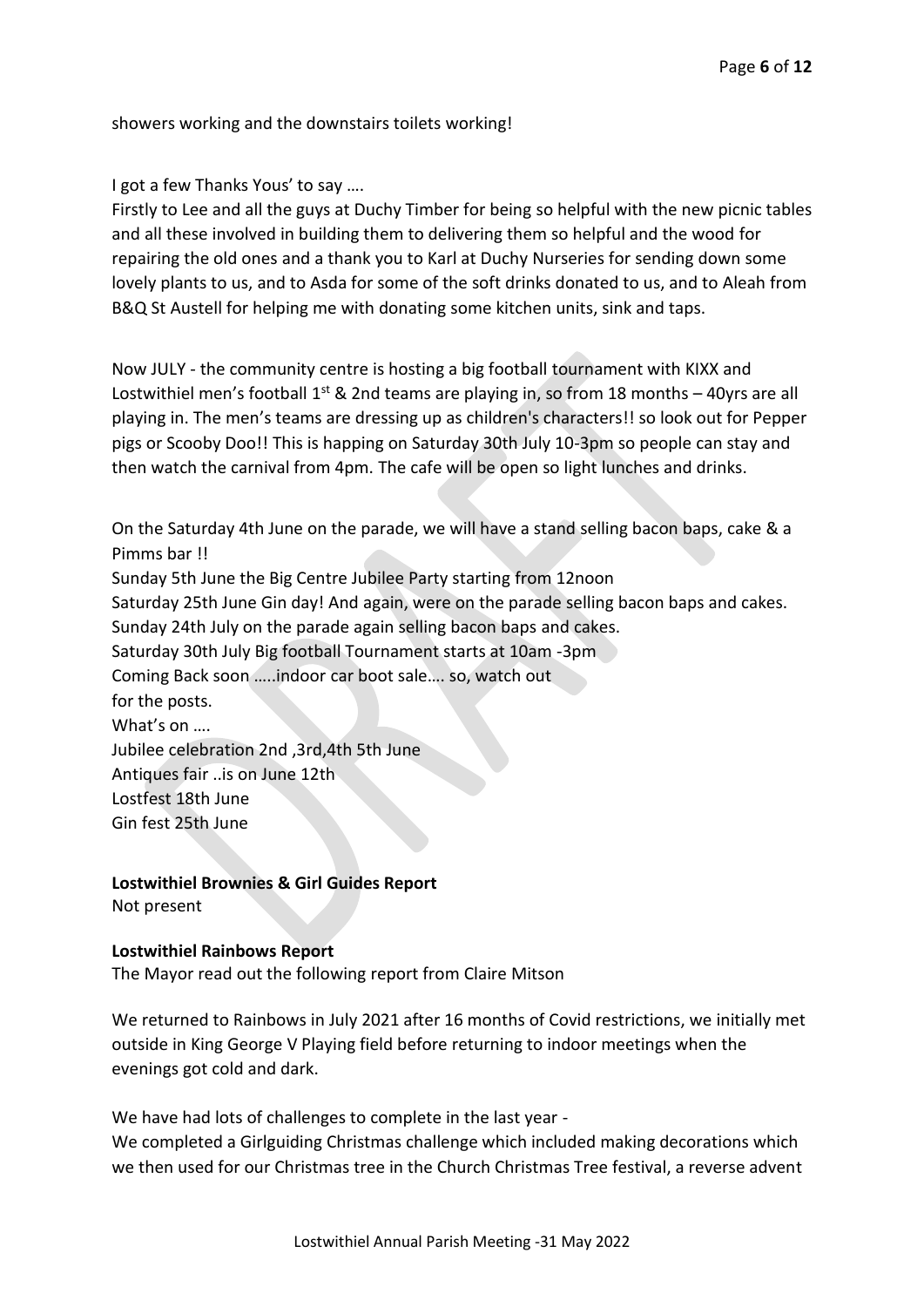showers working and the downstairs toilets working!

I got a few Thanks Yous' to say ….

Firstly to Lee and all the guys at Duchy Timber for being so helpful with the new picnic tables and all these involved in building them to delivering them so helpful and the wood for repairing the old ones and a thank you to Karl at Duchy Nurseries for sending down some lovely plants to us, and to Asda for some of the soft drinks donated to us, and to Aleah from B&Q St Austell for helping me with donating some kitchen units, sink and taps.

Now JULY - the community centre is hosting a big football tournament with KIXX and Lostwithiel men's football 1st & 2nd teams are playing in, so from 18 months – 40yrs are all playing in. The men's teams are dressing up as children's characters!! so look out for Pepper pigs or Scooby Doo!! This is happing on Saturday 30th July 10-3pm so people can stay and then watch the carnival from 4pm. The cafe will be open so light lunches and drinks.

On the Saturday 4th June on the parade, we will have a stand selling bacon baps, cake & a Pimms bar !!
Sunday 5th June the Big Centre Jubilee Party starting from 12noon
Saturday 25th June Gin day! And again, were on the parade selling bacon baps and cakes.
Sunday 24th July on the parade again selling bacon baps and cakes.
Saturday 30th July Big football Tournament starts at 10am -3pm
Coming Back soon …..indoor car boot sale…. so, watch out
for the posts.
What's on ….
Jubilee celebration 2nd ,3rd,4th 5th June
Antiques fair ..is on June 12th
Lostfest 18th June
Gin fest 25th June

**Lostwithiel Brownies & Girl Guides Report**
Not present

**Lostwithiel Rainbows Report**
The Mayor read out the following report from Claire Mitson

We returned to Rainbows in July 2021 after 16 months of Covid restrictions, we initially met outside in King George V Playing field before returning to indoor meetings when the evenings got cold and dark.

We have had lots of challenges to complete in the last year -
We completed a Girlguiding Christmas challenge which included making decorations which we then used for our Christmas tree in the Church Christmas Tree festival, a reverse advent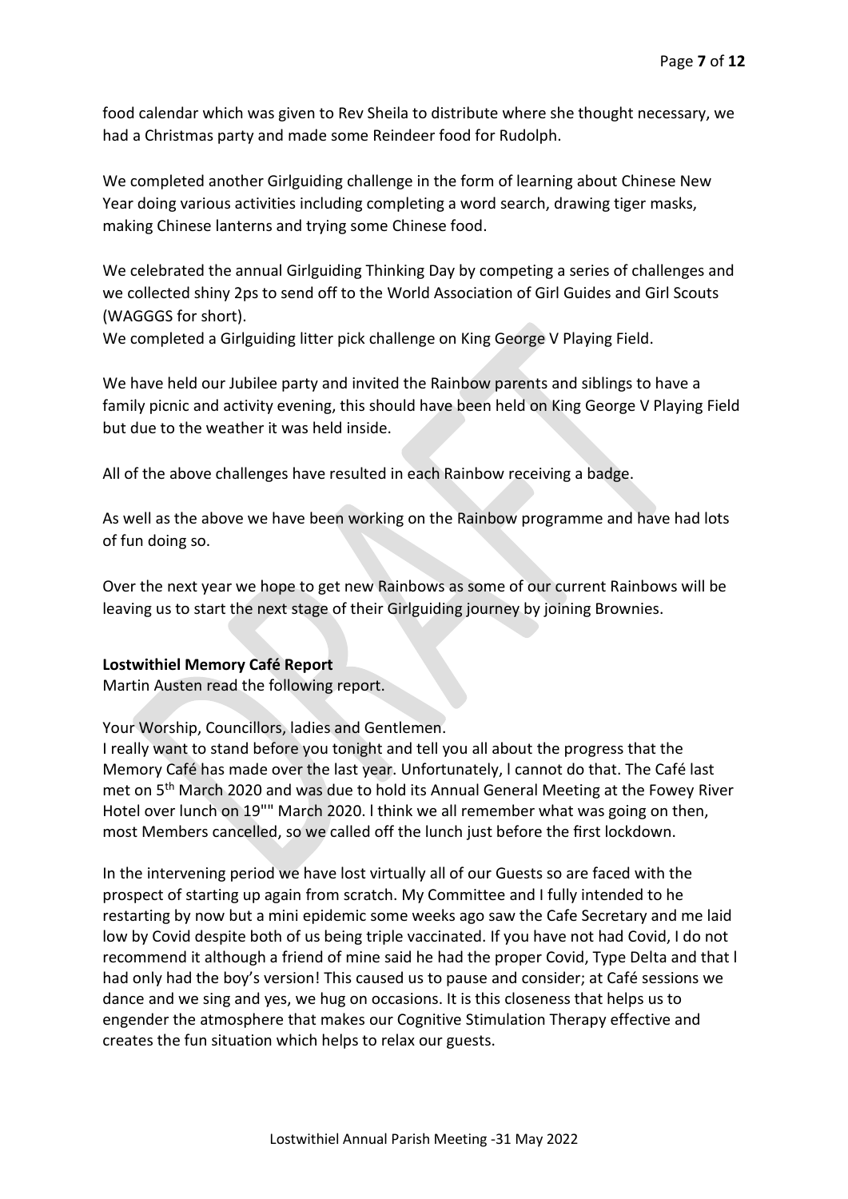food calendar which was given to Rev Sheila to distribute where she thought necessary, we had a Christmas party and made some Reindeer food for Rudolph.

We completed another Girlguiding challenge in the form of learning about Chinese New Year doing various activities including completing a word search, drawing tiger masks, making Chinese lanterns and trying some Chinese food.

We celebrated the annual Girlguiding Thinking Day by competing a series of challenges and we collected shiny 2ps to send off to the World Association of Girl Guides and Girl Scouts (WAGGGS for short).

We completed a Girlguiding litter pick challenge on King George V Playing Field.

We have held our Jubilee party and invited the Rainbow parents and siblings to have a family picnic and activity evening, this should have been held on King George V Playing Field but due to the weather it was held inside.

All of the above challenges have resulted in each Rainbow receiving a badge.

As well as the above we have been working on the Rainbow programme and have had lots of fun doing so.

Over the next year we hope to get new Rainbows as some of our current Rainbows will be leaving us to start the next stage of their Girlguiding journey by joining Brownies.

**Lostwithiel Memory Café Report**

Martin Austen read the following report.

Your Worship, Councillors, ladies and Gentlemen.

I really want to stand before you tonight and tell you all about the progress that the Memory Café has made over the last year. Unfortunately, l cannot do that. The Café last met on 5th March 2020 and was due to hold its Annual General Meeting at the Fowey River Hotel over lunch on 19"" March 2020. l think we all remember what was going on then, most Members cancelled, so we called off the lunch just before the first lockdown.

In the intervening period we have lost virtually all of our Guests so are faced with the prospect of starting up again from scratch. My Committee and I fully intended to he restarting by now but a mini epidemic some weeks ago saw the Cafe Secretary and me laid low by Covid despite both of us being triple vaccinated. If you have not had Covid, I do not recommend it although a friend of mine said he had the proper Covid, Type Delta and that l had only had the boy's version! This caused us to pause and consider; at Café sessions we dance and we sing and yes, we hug on occasions. It is this closeness that helps us to engender the atmosphere that makes our Cognitive Stimulation Therapy effective and creates the fun situation which helps to relax our guests.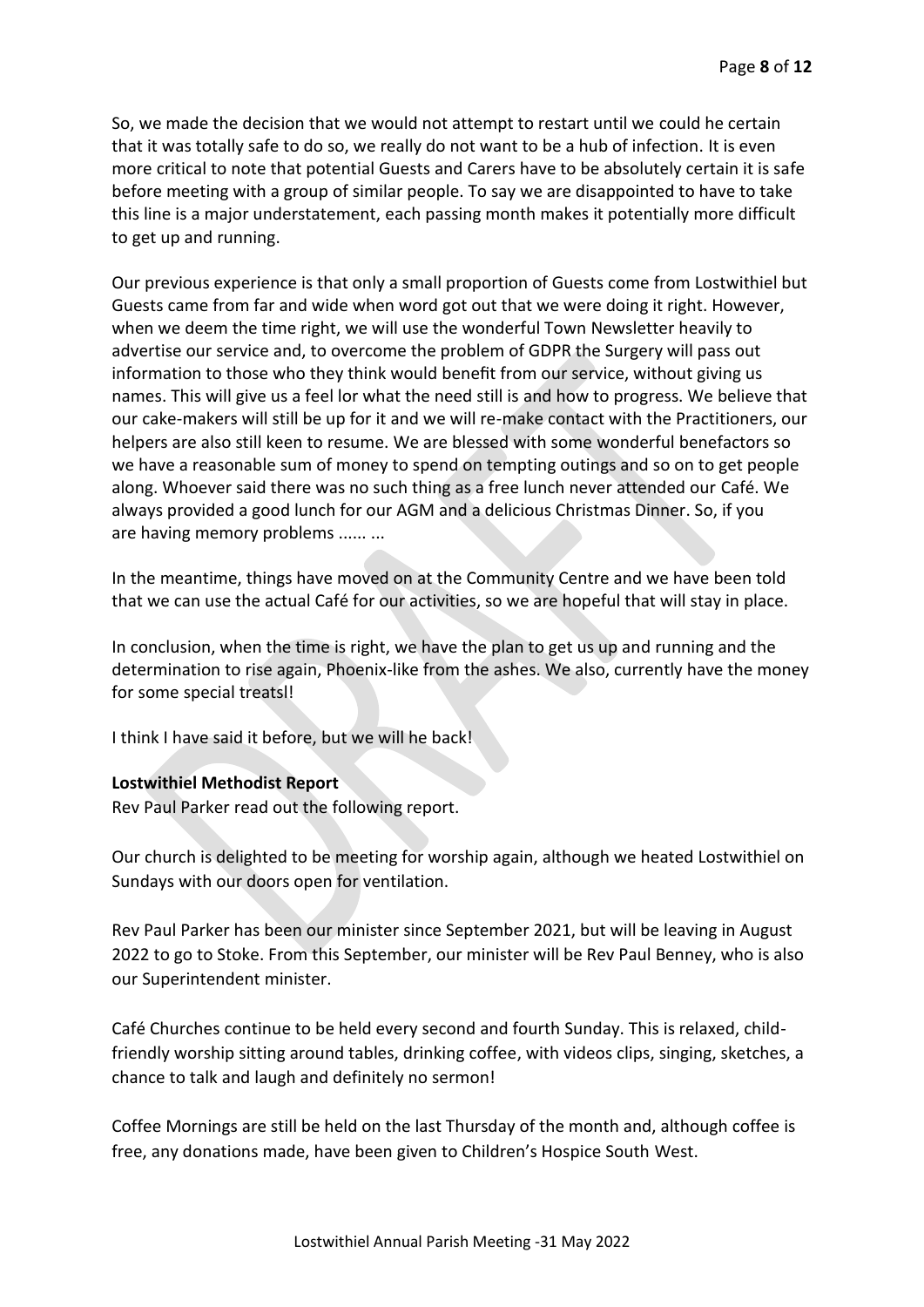So, we made the decision that we would not attempt to restart until we could he certain that it was totally safe to do so, we really do not want to be a hub of infection. It is even more critical to note that potential Guests and Carers have to be absolutely certain it is safe before meeting with a group of similar people. To say we are disappointed to have to take this line is a major understatement, each passing month makes it potentially more difficult to get up and running.

Our previous experience is that only a small proportion of Guests come from Lostwithiel but Guests came from far and wide when word got out that we were doing it right. However, when we deem the time right, we will use the wonderful Town Newsletter heavily to advertise our service and, to overcome the problem of GDPR the Surgery will pass out information to those who they think would benefit from our service, without giving us names. This will give us a feel lor what the need still is and how to progress. We believe that our cake-makers will still be up for it and we will re-make contact with the Practitioners, our helpers are also still keen to resume. We are blessed with some wonderful benefactors so we have a reasonable sum of money to spend on tempting outings and so on to get people along. Whoever said there was no such thing as a free lunch never attended our Café. We always provided a good lunch for our AGM and a delicious Christmas Dinner. So, if you are having memory problems ...... ...

In the meantime, things have moved on at the Community Centre and we have been told that we can use the actual Café for our activities, so we are hopeful that will stay in place.

In conclusion, when the time is right, we have the plan to get us up and running and the determination to rise again, Phoenix-like from the ashes. We also, currently have the money for some special treatsl!

I think I have said it before, but we will he back!

**Lostwithiel Methodist Report**

Rev Paul Parker read out the following report.

Our church is delighted to be meeting for worship again, although we heated Lostwithiel on Sundays with our doors open for ventilation.

Rev Paul Parker has been our minister since September 2021, but will be leaving in August 2022 to go to Stoke. From this September, our minister will be Rev Paul Benney, who is also our Superintendent minister.

Café Churches continue to be held every second and fourth Sunday. This is relaxed, child-friendly worship sitting around tables, drinking coffee, with videos clips, singing, sketches, a chance to talk and laugh and definitely no sermon!

Coffee Mornings are still be held on the last Thursday of the month and, although coffee is free, any donations made, have been given to Children's Hospice South West.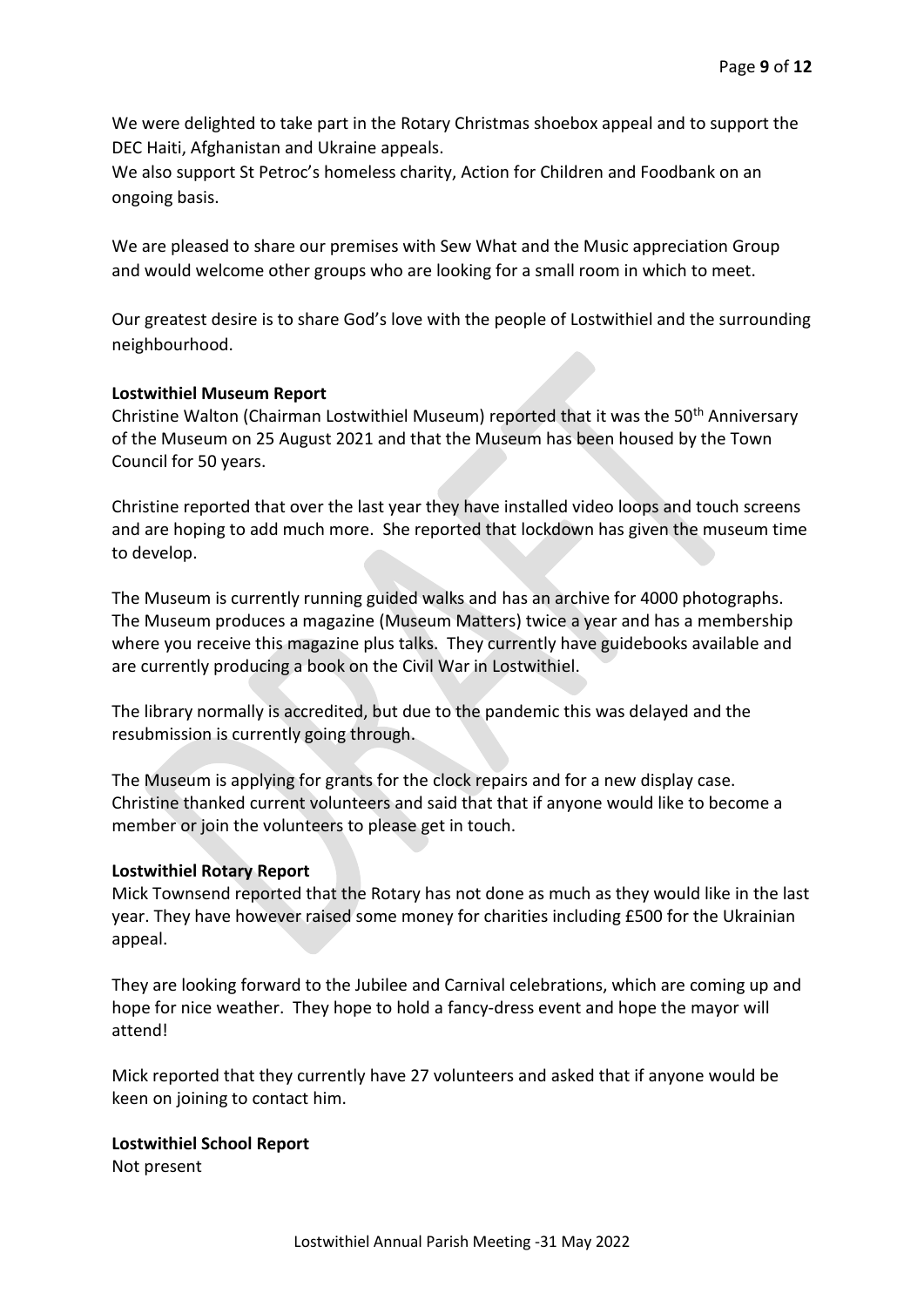We were delighted to take part in the Rotary Christmas shoebox appeal and to support the DEC Haiti, Afghanistan and Ukraine appeals.
We also support St Petroc's homeless charity, Action for Children and Foodbank on an ongoing basis.

We are pleased to share our premises with Sew What and the Music appreciation Group and would welcome other groups who are looking for a small room in which to meet.

Our greatest desire is to share God's love with the people of Lostwithiel and the surrounding neighbourhood.

**Lostwithiel Museum Report**
Christine Walton (Chairman Lostwithiel Museum) reported that it was the 50th Anniversary of the Museum on 25 August 2021 and that the Museum has been housed by the Town Council for 50 years.

Christine reported that over the last year they have installed video loops and touch screens and are hoping to add much more. She reported that lockdown has given the museum time to develop.

The Museum is currently running guided walks and has an archive for 4000 photographs. The Museum produces a magazine (Museum Matters) twice a year and has a membership where you receive this magazine plus talks. They currently have guidebooks available and are currently producing a book on the Civil War in Lostwithiel.

The library normally is accredited, but due to the pandemic this was delayed and the resubmission is currently going through.

The Museum is applying for grants for the clock repairs and for a new display case. Christine thanked current volunteers and said that that if anyone would like to become a member or join the volunteers to please get in touch.

**Lostwithiel Rotary Report**
Mick Townsend reported that the Rotary has not done as much as they would like in the last year. They have however raised some money for charities including £500 for the Ukrainian appeal.

They are looking forward to the Jubilee and Carnival celebrations, which are coming up and hope for nice weather. They hope to hold a fancy-dress event and hope the mayor will attend!

Mick reported that they currently have 27 volunteers and asked that if anyone would be keen on joining to contact him.

**Lostwithiel School Report**
Not present

Lostwithiel Annual Parish Meeting -31 May 2022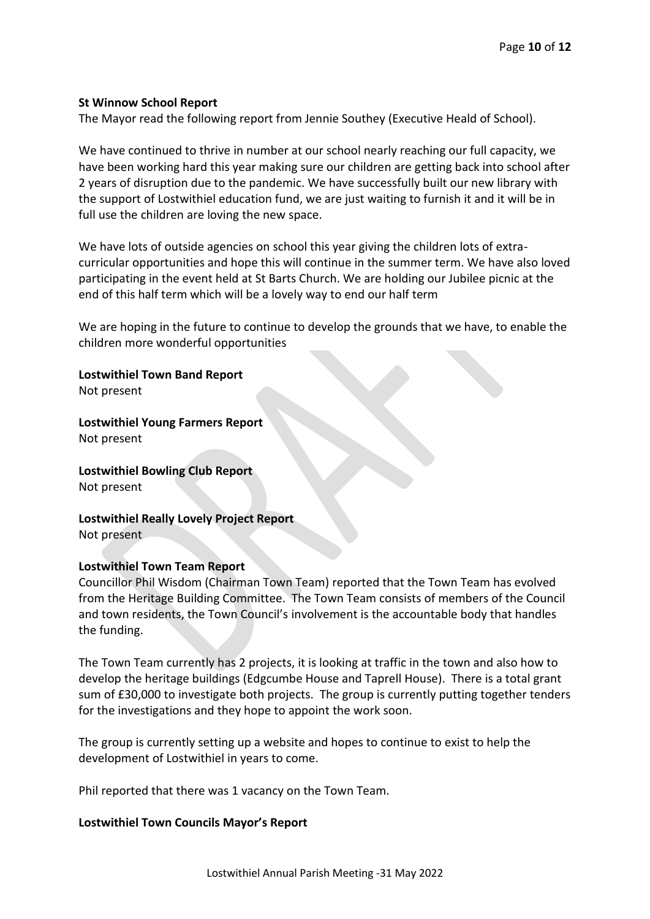**St Winnow School Report**

The Mayor read the following report from Jennie Southey (Executive Heald of School).

We have continued to thrive in number at our school nearly reaching our full capacity, we have been working hard this year making sure our children are getting back into school after 2 years of disruption due to the pandemic. We have successfully built our new library with the support of Lostwithiel education fund, we are just waiting to furnish it and it will be in full use the children are loving the new space.

We have lots of outside agencies on school this year giving the children lots of extra-curricular opportunities and hope this will continue in the summer term. We have also loved participating in the event held at St Barts Church. We are holding our Jubilee picnic at the end of this half term which will be a lovely way to end our half term

We are hoping in the future to continue to develop the grounds that we have, to enable the children more wonderful opportunities

**Lostwithiel Town Band Report**

Not present

**Lostwithiel Young Farmers Report**

Not present

**Lostwithiel Bowling Club Report**

Not present

**Lostwithiel Really Lovely Project Report**

Not present

**Lostwithiel Town Team Report**

Councillor Phil Wisdom (Chairman Town Team) reported that the Town Team has evolved from the Heritage Building Committee. The Town Team consists of members of the Council and town residents, the Town Council's involvement is the accountable body that handles the funding.

The Town Team currently has 2 projects, it is looking at traffic in the town and also how to develop the heritage buildings (Edgcumbe House and Taprell House). There is a total grant sum of £30,000 to investigate both projects. The group is currently putting together tenders for the investigations and they hope to appoint the work soon.

The group is currently setting up a website and hopes to continue to exist to help the development of Lostwithiel in years to come.

Phil reported that there was 1 vacancy on the Town Team.

**Lostwithiel Town Councils Mayor's Report**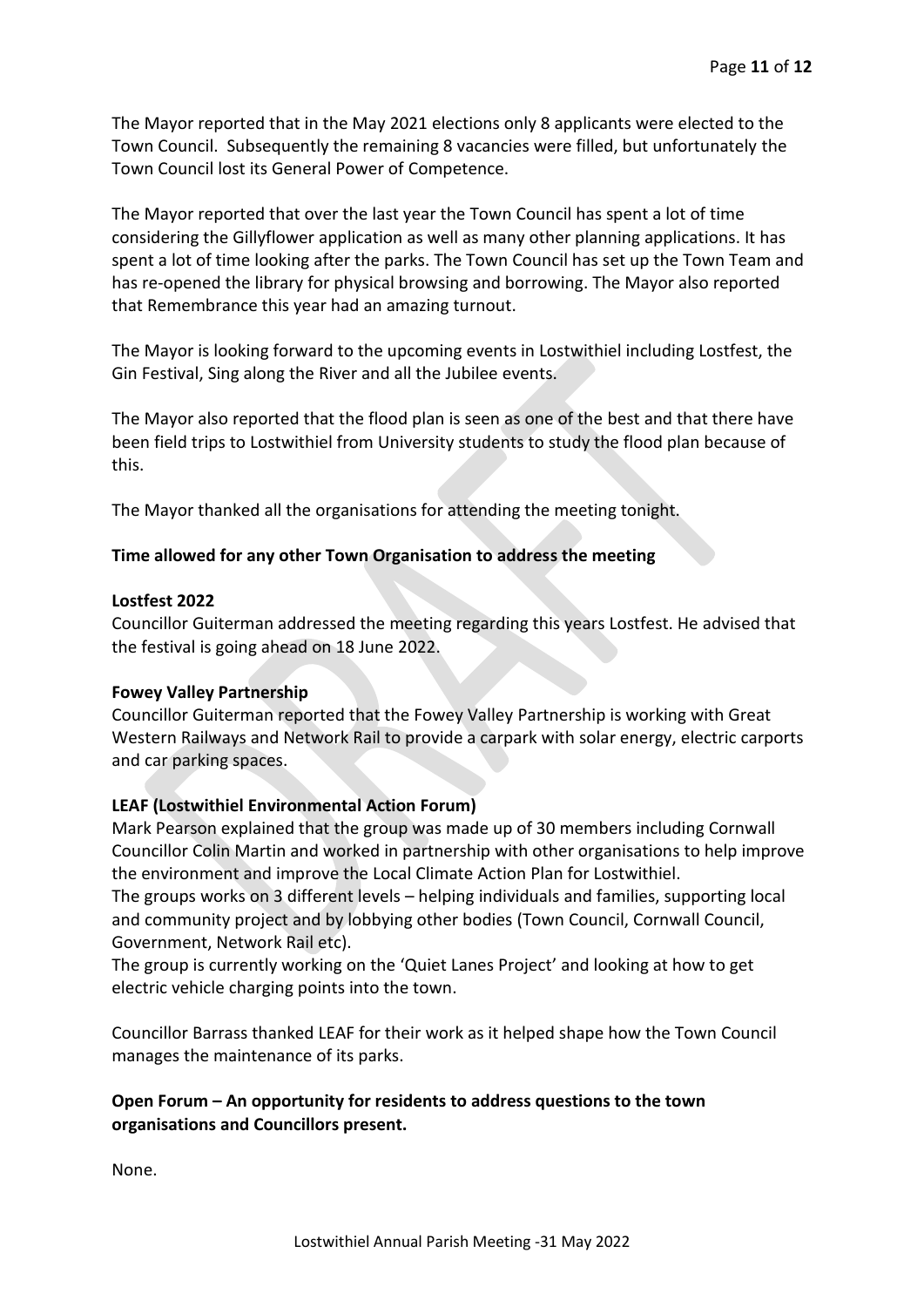The Mayor reported that in the May 2021 elections only 8 applicants were elected to the Town Council. Subsequently the remaining 8 vacancies were filled, but unfortunately the Town Council lost its General Power of Competence.

The Mayor reported that over the last year the Town Council has spent a lot of time considering the Gillyflower application as well as many other planning applications. It has spent a lot of time looking after the parks. The Town Council has set up the Town Team and has re-opened the library for physical browsing and borrowing. The Mayor also reported that Remembrance this year had an amazing turnout.

The Mayor is looking forward to the upcoming events in Lostwithiel including Lostfest, the Gin Festival, Sing along the River and all the Jubilee events.

The Mayor also reported that the flood plan is seen as one of the best and that there have been field trips to Lostwithiel from University students to study the flood plan because of this.

The Mayor thanked all the organisations for attending the meeting tonight.

**Time allowed for any other Town Organisation to address the meeting**

**Lostfest 2022**

Councillor Guiterman addressed the meeting regarding this years Lostfest. He advised that the festival is going ahead on 18 June 2022.

**Fowey Valley Partnership**

Councillor Guiterman reported that the Fowey Valley Partnership is working with Great Western Railways and Network Rail to provide a carpark with solar energy, electric carports and car parking spaces.

**LEAF (Lostwithiel Environmental Action Forum)**

Mark Pearson explained that the group was made up of 30 members including Cornwall Councillor Colin Martin and worked in partnership with other organisations to help improve the environment and improve the Local Climate Action Plan for Lostwithiel.

The groups works on 3 different levels – helping individuals and families, supporting local and community project and by lobbying other bodies (Town Council, Cornwall Council, Government, Network Rail etc).

The group is currently working on the 'Quiet Lanes Project' and looking at how to get electric vehicle charging points into the town.

Councillor Barrass thanked LEAF for their work as it helped shape how the Town Council manages the maintenance of its parks.

**Open Forum – An opportunity for residents to address questions to the town organisations and Councillors present.**

None.

Lostwithiel Annual Parish Meeting -31 May 2022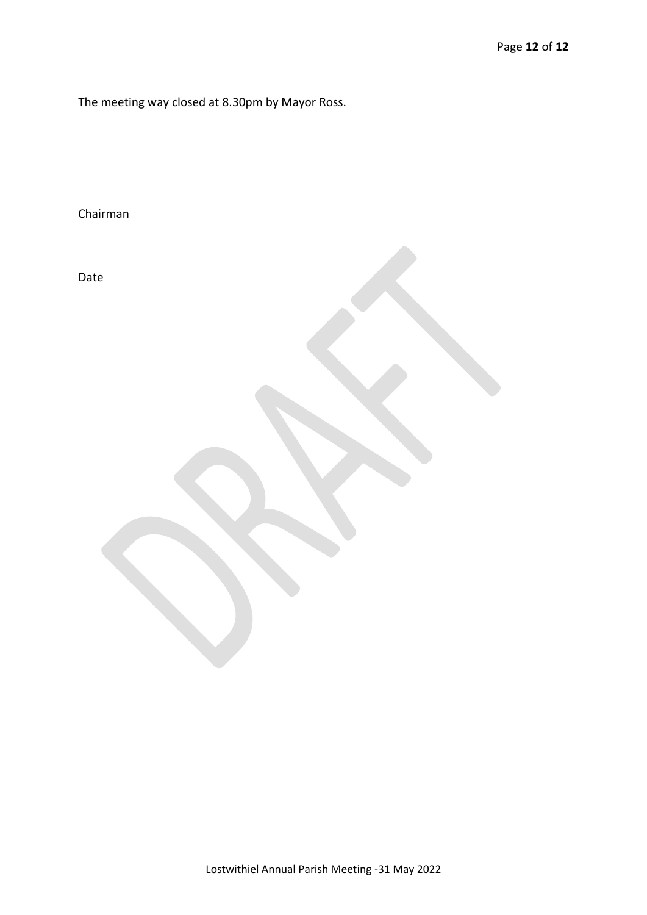The meeting way closed at 8.30pm by Mayor Ross.

Chairman

Date